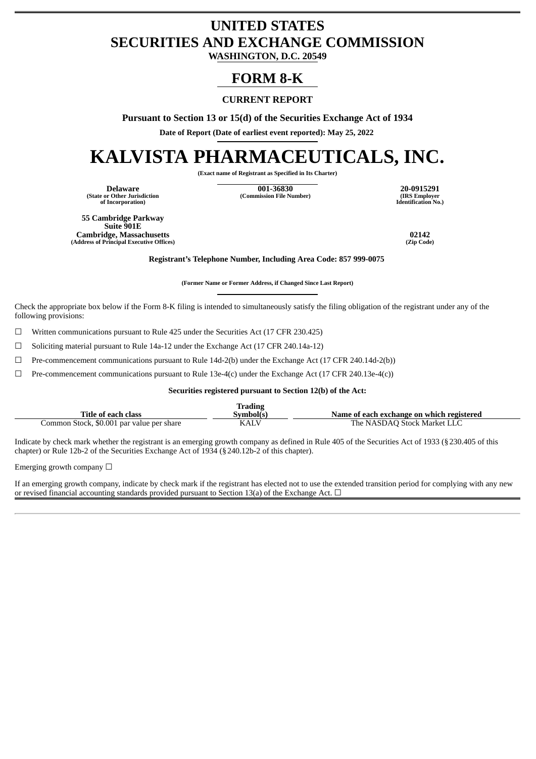# UNITED STATES
# SECURITIES AND EXCHANGE COMMISSION

**WASHINGTON, D.C. 20549**

## FORM 8-K

### CURRENT REPORT

**Pursuant to Section 13 or 15(d) of the Securities Exchange Act of 1934**

**Date of Report (Date of earliest event reported): May 25, 2022**

# KALVISTA PHARMACEUTICALS, INC.

**(Exact name of Registrant as Specified in Its Charter)**

| **Delaware** | **001-36830** | **20-0915291** |
|---|---|---|
| **(State or Other Jurisdiction of Incorporation)** | **(Commission File Number)** | **(IRS Employer Identification No.)** |

| **55 Cambridge Parkway Suite 901E Cambridge, Massachusetts** | **02142** |
|---|---|
| **(Address of Principal Executive Offices)** | **(Zip Code)** |

**Registrant's Telephone Number, Including Area Code: 857 999-0075**

**(Former Name or Former Address, if Changed Since Last Report)**

Check the appropriate box below if the Form 8-K filing is intended to simultaneously satisfy the filing obligation of the registrant under any of the following provisions:

☐ Written communications pursuant to Rule 425 under the Securities Act (17 CFR 230.425)

☐ Soliciting material pursuant to Rule 14a-12 under the Exchange Act (17 CFR 240.14a-12)

☐ Pre-commencement communications pursuant to Rule 14d-2(b) under the Exchange Act (17 CFR 240.14d-2(b))

☐ Pre-commencement communications pursuant to Rule 13e-4(c) under the Exchange Act (17 CFR 240.13e-4(c))

**Securities registered pursuant to Section 12(b) of the Act:**

| Title of each class | Trading Symbol(s) | Name of each exchange on which registered |
|---|---|---|
| Common Stock, $0.001 par value per share | KALV | The NASDAQ Stock Market LLC |

Indicate by check mark whether the registrant is an emerging growth company as defined in Rule 405 of the Securities Act of 1933 (§230.405 of this chapter) or Rule 12b-2 of the Securities Exchange Act of 1934 (§240.12b-2 of this chapter).

Emerging growth company ☐

If an emerging growth company, indicate by check mark if the registrant has elected not to use the extended transition period for complying with any new or revised financial accounting standards provided pursuant to Section 13(a) of the Exchange Act. ☐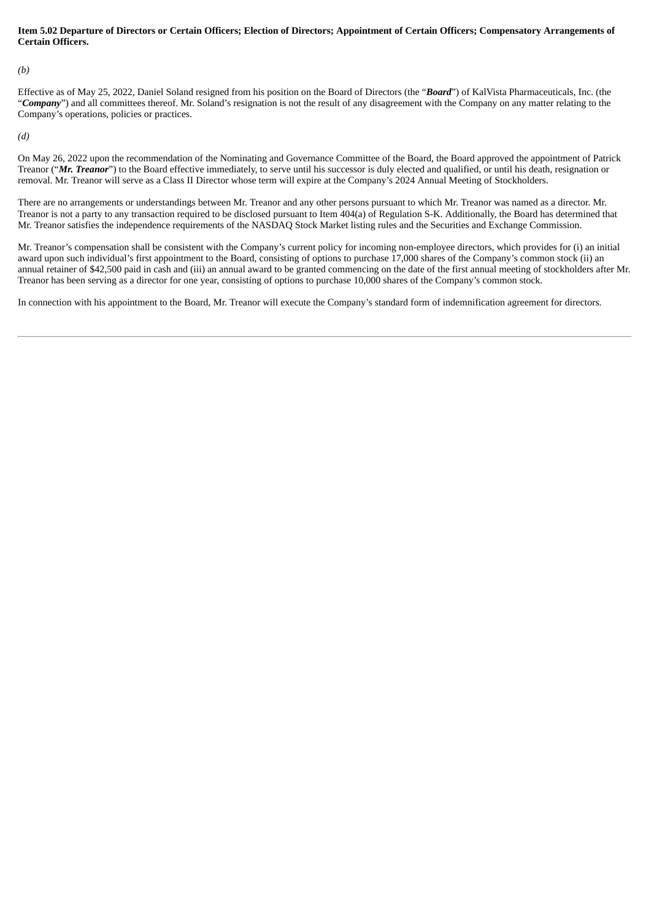**Item 5.02 Departure of Directors or Certain Officers; Election of Directors; Appointment of Certain Officers; Compensatory Arrangements of Certain Officers.**

*(b)*

Effective as of May 25, 2022, Daniel Soland resigned from his position on the Board of Directors (the "***Board***") of KalVista Pharmaceuticals, Inc. (the "***Company***") and all committees thereof. Mr. Soland's resignation is not the result of any disagreement with the Company on any matter relating to the Company's operations, policies or practices.

*(d)*

On May 26, 2022 upon the recommendation of the Nominating and Governance Committee of the Board, the Board approved the appointment of Patrick Treanor ("***Mr. Treanor***") to the Board effective immediately, to serve until his successor is duly elected and qualified, or until his death, resignation or removal. Mr. Treanor will serve as a Class II Director whose term will expire at the Company's 2024 Annual Meeting of Stockholders.

There are no arrangements or understandings between Mr. Treanor and any other persons pursuant to which Mr. Treanor was named as a director. Mr. Treanor is not a party to any transaction required to be disclosed pursuant to Item 404(a) of Regulation S-K. Additionally, the Board has determined that Mr. Treanor satisfies the independence requirements of the NASDAQ Stock Market listing rules and the Securities and Exchange Commission.

Mr. Treanor's compensation shall be consistent with the Company's current policy for incoming non-employee directors, which provides for (i) an initial award upon such individual's first appointment to the Board, consisting of options to purchase 17,000 shares of the Company's common stock (ii) an annual retainer of $42,500 paid in cash and (iii) an annual award to be granted commencing on the date of the first annual meeting of stockholders after Mr. Treanor has been serving as a director for one year, consisting of options to purchase 10,000 shares of the Company's common stock.

In connection with his appointment to the Board, Mr. Treanor will execute the Company's standard form of indemnification agreement for directors.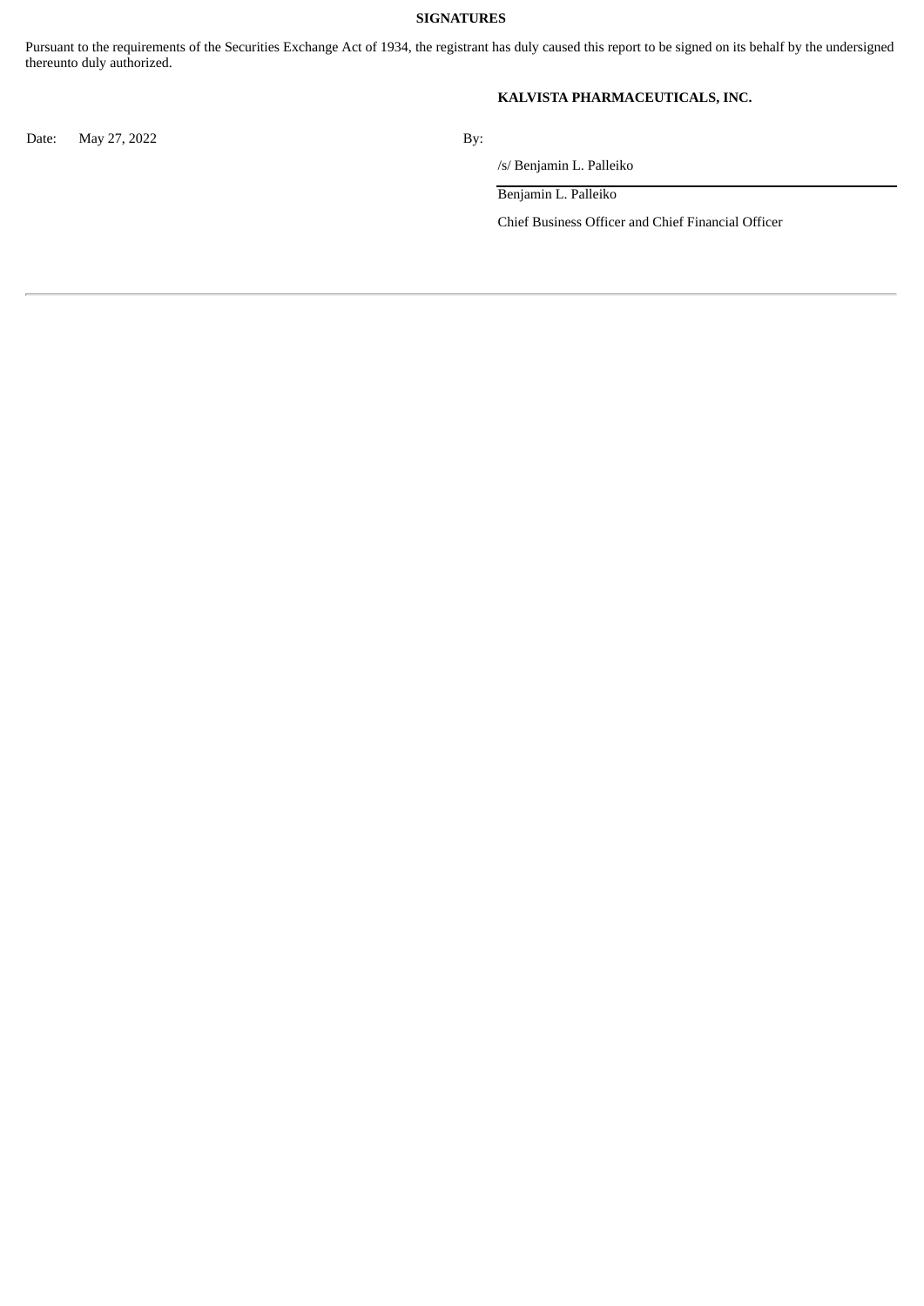**SIGNATURES**

Pursuant to the requirements of the Securities Exchange Act of 1934, the registrant has duly caused this report to be signed on its behalf by the undersigned thereunto duly authorized.

**KALVISTA PHARMACEUTICALS, INC.**

Date: May 27, 2022

By: /s/ Benjamin L. Palleiko

Benjamin L. Palleiko

Chief Business Officer and Chief Financial Officer